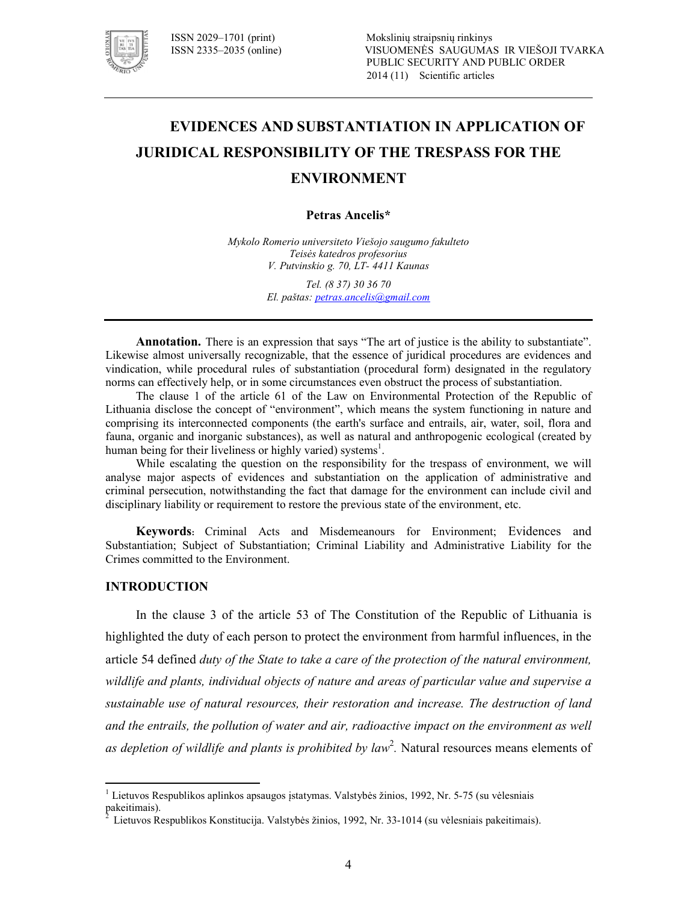ISSN 2029–1701 (print)
ISSN 2335–2035 (online)

Mokslinių straipsnių rinkinys
VISUOMENĖS SAUGUMAS IR VIEŠOJI TVARKA
PUBLIC SECURITY AND PUBLIC ORDER
2014 (11) Scientific articles

# EVIDENCES AND SUBSTANTIATION IN APPLICATION OF JURIDICAL RESPONSIBILITY OF THE TRESPASS FOR THE ENVIRONMENT

**Petras Ancelis***

*Mykolo Romerio universiteto Viešojo saugumo fakulteto*
*Teisės katedros profesorius*
*V. Putvinskio g. 70, LT- 4411 Kaunas*

*Tel. (8 37) 30 36 70*
*El. paštas: petras.ancelis@gmail.com*

**Annotation.** There is an expression that says "The art of justice is the ability to substantiate". Likewise almost universally recognizable, that the essence of juridical procedures are evidences and vindication, while procedural rules of substantiation (procedural form) designated in the regulatory norms can effectively help, or in some circumstances even obstruct the process of substantiation.

The clause 1 of the article 61 of the Law on Environmental Protection of the Republic of Lithuania disclose the concept of "environment", which means the system functioning in nature and comprising its interconnected components (the earth's surface and entrails, air, water, soil, flora and fauna, organic and inorganic substances), as well as natural and anthropogenic ecological (created by human being for their liveliness or highly varied) systems[1].

While escalating the question on the responsibility for the trespass of environment, we will analyse major aspects of evidences and substantiation on the application of administrative and criminal persecution, notwithstanding the fact that damage for the environment can include civil and disciplinary liability or requirement to restore the previous state of the environment, etc.

**Keywords:** Criminal Acts and Misdemeanours for Environment; Evidences and Substantiation; Subject of Substantiation; Criminal Liability and Administrative Liability for the Crimes committed to the Environment.

## INTRODUCTION

In the clause 3 of the article 53 of The Constitution of the Republic of Lithuania is highlighted the duty of each person to protect the environment from harmful influences, in the article 54 defined *duty of the State to take a care of the protection of the natural environment, wildlife and plants, individual objects of nature and areas of particular value and supervise a sustainable use of natural resources, their restoration and increase. The destruction of land and the entrails, the pollution of water and air, radioactive impact on the environment as well as depletion of wildlife and plants is prohibited by law*[2]. Natural resources means elements of

[1] Lietuvos Respublikos aplinkos apsaugos įstatymas. Valstybės žinios, 1992, Nr. 5-75 (su vėlesniais pakeitimais).

[2] Lietuvos Respublikos Konstitucija. Valstybės žinios, 1992, Nr. 33-1014 (su vėlesniais pakeitimais).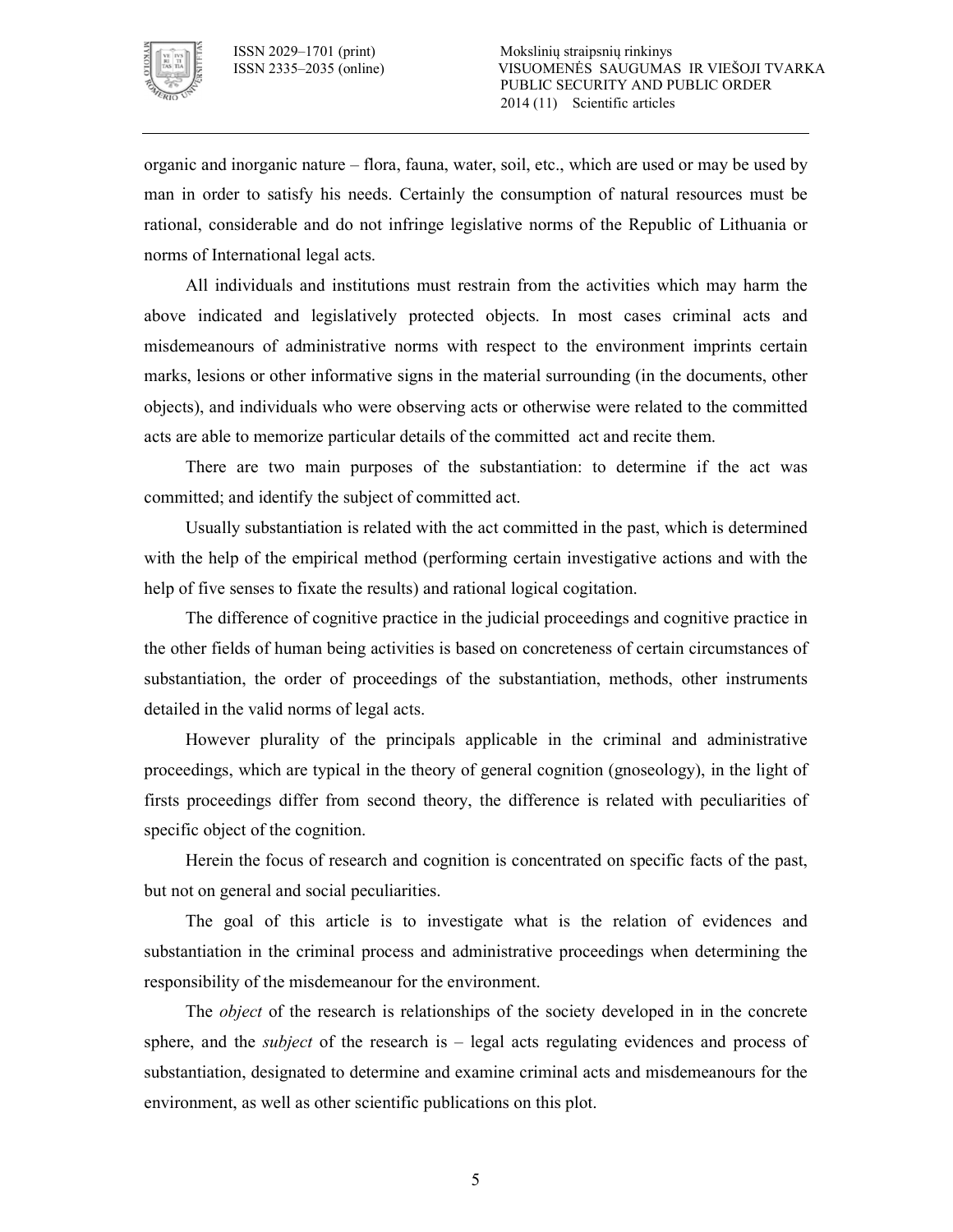organic and inorganic nature – flora, fauna, water, soil, etc., which are used or may be used by man in order to satisfy his needs. Certainly the consumption of natural resources must be rational, considerable and do not infringe legislative norms of the Republic of Lithuania or norms of International legal acts.

All individuals and institutions must restrain from the activities which may harm the above indicated and legislatively protected objects. In most cases criminal acts and misdemeanours of administrative norms with respect to the environment imprints certain marks, lesions or other informative signs in the material surrounding (in the documents, other objects), and individuals who were observing acts or otherwise were related to the committed acts are able to memorize particular details of the committed act and recite them.

There are two main purposes of the substantiation: to determine if the act was committed; and identify the subject of committed act.

Usually substantiation is related with the act committed in the past, which is determined with the help of the empirical method (performing certain investigative actions and with the help of five senses to fixate the results) and rational logical cogitation.

The difference of cognitive practice in the judicial proceedings and cognitive practice in the other fields of human being activities is based on concreteness of certain circumstances of substantiation, the order of proceedings of the substantiation, methods, other instruments detailed in the valid norms of legal acts.

However plurality of the principals applicable in the criminal and administrative proceedings, which are typical in the theory of general cognition (gnoseology), in the light of firsts proceedings differ from second theory, the difference is related with peculiarities of specific object of the cognition.

Herein the focus of research and cognition is concentrated on specific facts of the past, but not on general and social peculiarities.

The goal of this article is to investigate what is the relation of evidences and substantiation in the criminal process and administrative proceedings when determining the responsibility of the misdemeanour for the environment.

The *object* of the research is relationships of the society developed in in the concrete sphere, and the *subject* of the research is – legal acts regulating evidences and process of substantiation, designated to determine and examine criminal acts and misdemeanours for the environment, as well as other scientific publications on this plot.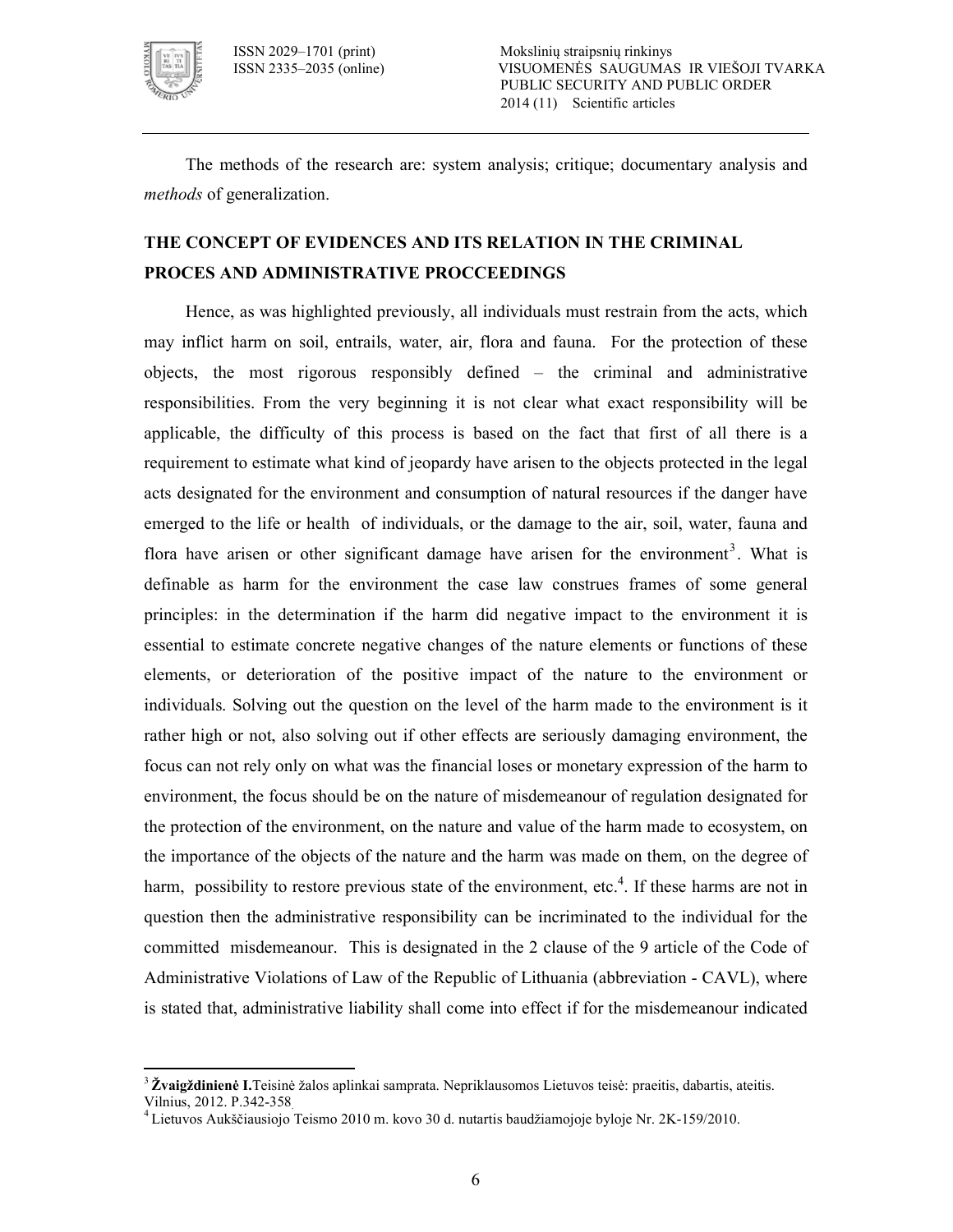The methods of the research are: system analysis; critique; documentary analysis and *methods* of generalization.

## THE CONCEPT OF EVIDENCES AND ITS RELATION IN THE CRIMINAL PROCES AND ADMINISTRATIVE PROCCEEDINGS

Hence, as was highlighted previously, all individuals must restrain from the acts, which may inflict harm on soil, entrails, water, air, flora and fauna. For the protection of these objects, the most rigorous responsibly defined – the criminal and administrative responsibilities. From the very beginning it is not clear what exact responsibility will be applicable, the difficulty of this process is based on the fact that first of all there is a requirement to estimate what kind of jeopardy have arisen to the objects protected in the legal acts designated for the environment and consumption of natural resources if the danger have emerged to the life or health of individuals, or the damage to the air, soil, water, fauna and flora have arisen or other significant damage have arisen for the environment[3]. What is definable as harm for the environment the case law construes frames of some general principles: in the determination if the harm did negative impact to the environment it is essential to estimate concrete negative changes of the nature elements or functions of these elements, or deterioration of the positive impact of the nature to the environment or individuals. Solving out the question on the level of the harm made to the environment is it rather high or not, also solving out if other effects are seriously damaging environment, the focus can not rely only on what was the financial loses or monetary expression of the harm to environment, the focus should be on the nature of misdemeanour of regulation designated for the protection of the environment, on the nature and value of the harm made to ecosystem, on the importance of the objects of the nature and the harm was made on them, on the degree of harm, possibility to restore previous state of the environment, etc.[4]. If these harms are not in question then the administrative responsibility can be incriminated to the individual for the committed misdemeanour. This is designated in the 2 clause of the 9 article of the Code of Administrative Violations of Law of the Republic of Lithuania (abbreviation - CAVL), where is stated that, administrative liability shall come into effect if for the misdemeanour indicated

---

[3] **Žvaigždinienė I.** Teisinė žalos aplinkai samprata. Nepriklausomos Lietuvos teisė: praeitis, dabartis, ateitis. Vilnius, 2012. P.342-358.

[4] Lietuvos Aukščiausiojo Teismo 2010 m. kovo 30 d. nutartis baudžiamojoje byloje Nr. 2K-159/2010.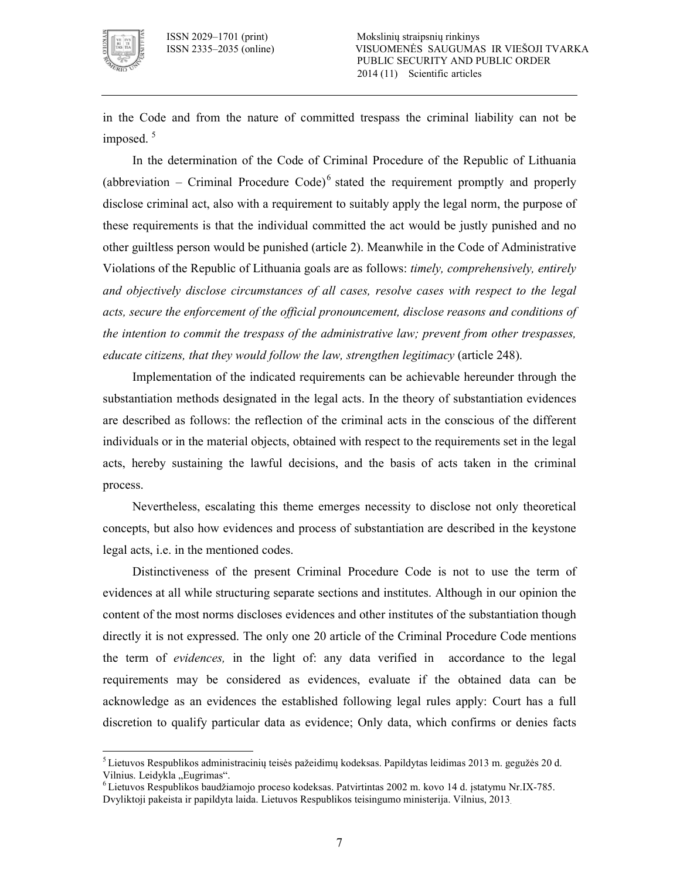in the Code and from the nature of committed trespass the criminal liability can not be imposed. [5]

In the determination of the Code of Criminal Procedure of the Republic of Lithuania (abbreviation – Criminal Procedure Code)[6] stated the requirement promptly and properly disclose criminal act, also with a requirement to suitably apply the legal norm, the purpose of these requirements is that the individual committed the act would be justly punished and no other guiltless person would be punished (article 2). Meanwhile in the Code of Administrative Violations of the Republic of Lithuania goals are as follows: *timely, comprehensively, entirely and objectively disclose circumstances of all cases, resolve cases with respect to the legal acts, secure the enforcement of the official pronouncement, disclose reasons and conditions of the intention to commit the trespass of the administrative law; prevent from other trespasses, educate citizens, that they would follow the law, strengthen legitimacy* (article 248).

Implementation of the indicated requirements can be achievable hereunder through the substantiation methods designated in the legal acts. In the theory of substantiation evidences are described as follows: the reflection of the criminal acts in the conscious of the different individuals or in the material objects, obtained with respect to the requirements set in the legal acts, hereby sustaining the lawful decisions, and the basis of acts taken in the criminal process.

Nevertheless, escalating this theme emerges necessity to disclose not only theoretical concepts, but also how evidences and process of substantiation are described in the keystone legal acts, i.e. in the mentioned codes.

Distinctiveness of the present Criminal Procedure Code is not to use the term of evidences at all while structuring separate sections and institutes. Although in our opinion the content of the most norms discloses evidences and other institutes of the substantiation though directly it is not expressed. The only one 20 article of the Criminal Procedure Code mentions the term of *evidences,* in the light of: any data verified in accordance to the legal requirements may be considered as evidences, evaluate if the obtained data can be acknowledge as an evidences the established following legal rules apply: Court has a full discretion to qualify particular data as evidence; Only data, which confirms or denies facts

---

[5] Lietuvos Respublikos administracinių teisės pažeidimų kodeksas. Papildytas leidimas 2013 m. gegužės 20 d. Vilnius. Leidykla „Eugrimas“.

[6] Lietuvos Respublikos baudžiamojo proceso kodeksas. Patvirtintas 2002 m. kovo 14 d. įstatymu Nr.IX-785. Dvyliktoji pakeista ir papildyta laida. Lietuvos Respublikos teisingumo ministerija. Vilnius, 2013.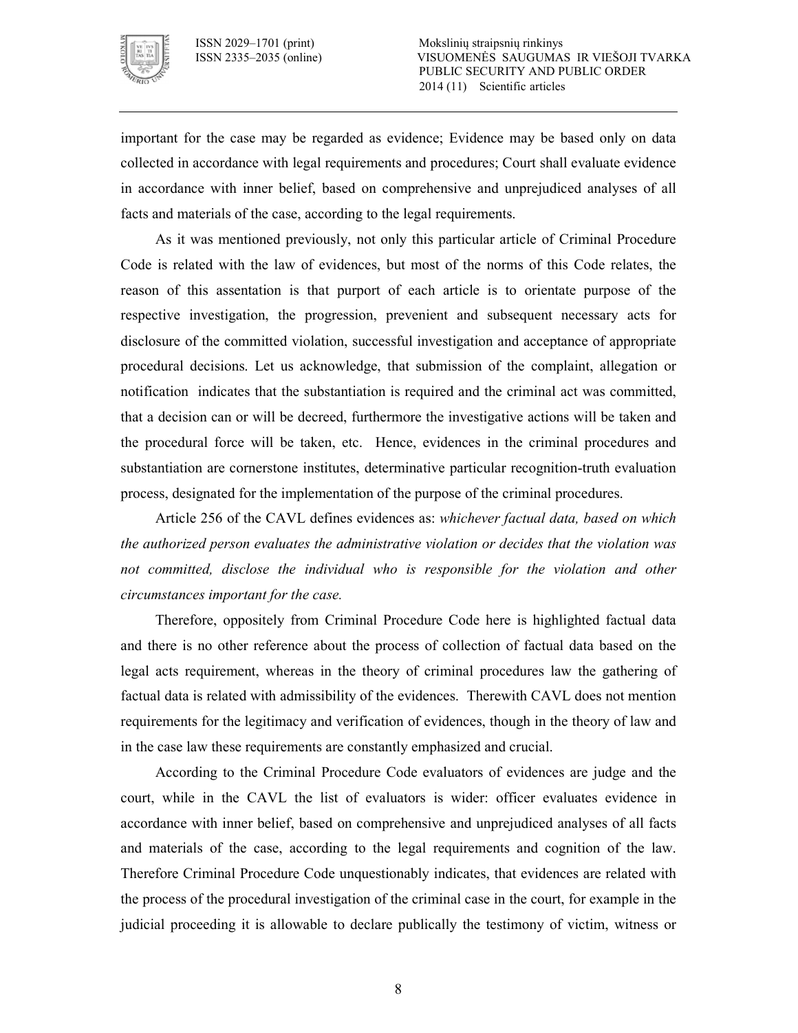important for the case may be regarded as evidence; Evidence may be based only on data collected in accordance with legal requirements and procedures; Court shall evaluate evidence in accordance with inner belief, based on comprehensive and unprejudiced analyses of all facts and materials of the case, according to the legal requirements.

As it was mentioned previously, not only this particular article of Criminal Procedure Code is related with the law of evidences, but most of the norms of this Code relates, the reason of this assentation is that purport of each article is to orientate purpose of the respective investigation, the progression, prevenient and subsequent necessary acts for disclosure of the committed violation, successful investigation and acceptance of appropriate procedural decisions. Let us acknowledge, that submission of the complaint, allegation or notification indicates that the substantiation is required and the criminal act was committed, that a decision can or will be decreed, furthermore the investigative actions will be taken and the procedural force will be taken, etc. Hence, evidences in the criminal procedures and substantiation are cornerstone institutes, determinative particular recognition-truth evaluation process, designated for the implementation of the purpose of the criminal procedures.

Article 256 of the CAVL defines evidences as: *whichever factual data, based on which the authorized person evaluates the administrative violation or decides that the violation was not committed, disclose the individual who is responsible for the violation and other circumstances important for the case.*

Therefore, oppositely from Criminal Procedure Code here is highlighted factual data and there is no other reference about the process of collection of factual data based on the legal acts requirement, whereas in the theory of criminal procedures law the gathering of factual data is related with admissibility of the evidences. Therewith CAVL does not mention requirements for the legitimacy and verification of evidences, though in the theory of law and in the case law these requirements are constantly emphasized and crucial.

According to the Criminal Procedure Code evaluators of evidences are judge and the court, while in the CAVL the list of evaluators is wider: officer evaluates evidence in accordance with inner belief, based on comprehensive and unprejudiced analyses of all facts and materials of the case, according to the legal requirements and cognition of the law. Therefore Criminal Procedure Code unquestionably indicates, that evidences are related with the process of the procedural investigation of the criminal case in the court, for example in the judicial proceeding it is allowable to declare publically the testimony of victim, witness or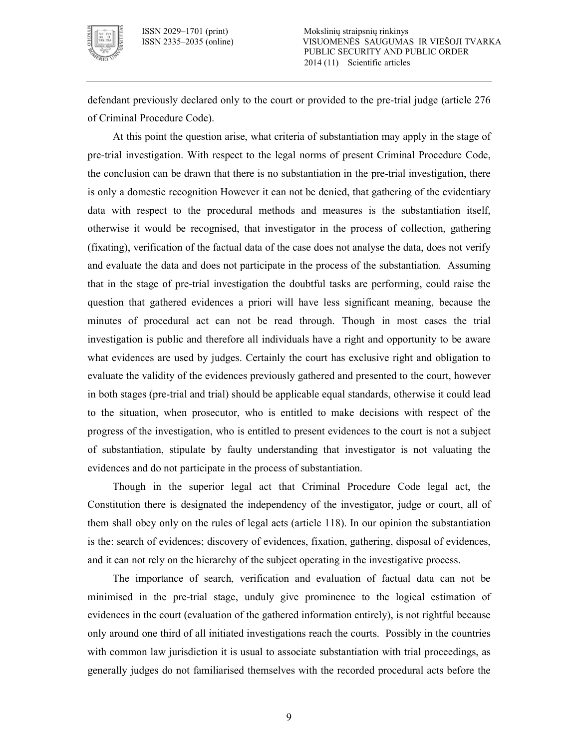defendant previously declared only to the court or provided to the pre-trial judge (article 276 of Criminal Procedure Code).

At this point the question arise, what criteria of substantiation may apply in the stage of pre-trial investigation. With respect to the legal norms of present Criminal Procedure Code, the conclusion can be drawn that there is no substantiation in the pre-trial investigation, there is only a domestic recognition However it can not be denied, that gathering of the evidentiary data with respect to the procedural methods and measures is the substantiation itself, otherwise it would be recognised, that investigator in the process of collection, gathering (fixating), verification of the factual data of the case does not analyse the data, does not verify and evaluate the data and does not participate in the process of the substantiation. Assuming that in the stage of pre-trial investigation the doubtful tasks are performing, could raise the question that gathered evidences a priori will have less significant meaning, because the minutes of procedural act can not be read through. Though in most cases the trial investigation is public and therefore all individuals have a right and opportunity to be aware what evidences are used by judges. Certainly the court has exclusive right and obligation to evaluate the validity of the evidences previously gathered and presented to the court, however in both stages (pre-trial and trial) should be applicable equal standards, otherwise it could lead to the situation, when prosecutor, who is entitled to make decisions with respect of the progress of the investigation, who is entitled to present evidences to the court is not a subject of substantiation, stipulate by faulty understanding that investigator is not valuating the evidences and do not participate in the process of substantiation.

Though in the superior legal act that Criminal Procedure Code legal act, the Constitution there is designated the independency of the investigator, judge or court, all of them shall obey only on the rules of legal acts (article 118). In our opinion the substantiation is the: search of evidences; discovery of evidences, fixation, gathering, disposal of evidences, and it can not rely on the hierarchy of the subject operating in the investigative process.

The importance of search, verification and evaluation of factual data can not be minimised in the pre-trial stage, unduly give prominence to the logical estimation of evidences in the court (evaluation of the gathered information entirely), is not rightful because only around one third of all initiated investigations reach the courts. Possibly in the countries with common law jurisdiction it is usual to associate substantiation with trial proceedings, as generally judges do not familiarised themselves with the recorded procedural acts before the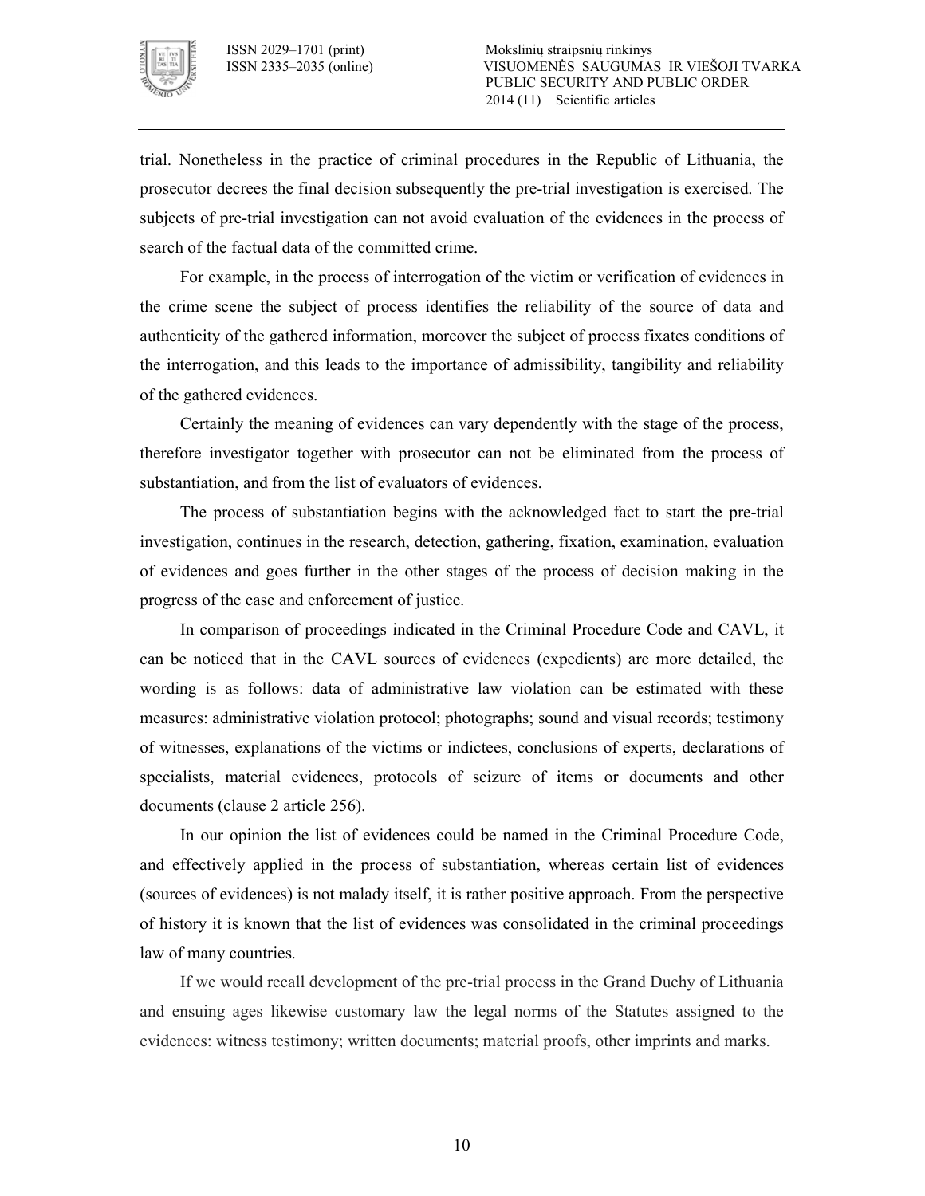trial. Nonetheless in the practice of criminal procedures in the Republic of Lithuania, the prosecutor decrees the final decision subsequently the pre-trial investigation is exercised. The subjects of pre-trial investigation can not avoid evaluation of the evidences in the process of search of the factual data of the committed crime.

For example, in the process of interrogation of the victim or verification of evidences in the crime scene the subject of process identifies the reliability of the source of data and authenticity of the gathered information, moreover the subject of process fixates conditions of the interrogation, and this leads to the importance of admissibility, tangibility and reliability of the gathered evidences.

Certainly the meaning of evidences can vary dependently with the stage of the process, therefore investigator together with prosecutor can not be eliminated from the process of substantiation, and from the list of evaluators of evidences.

The process of substantiation begins with the acknowledged fact to start the pre-trial investigation, continues in the research, detection, gathering, fixation, examination, evaluation of evidences and goes further in the other stages of the process of decision making in the progress of the case and enforcement of justice.

In comparison of proceedings indicated in the Criminal Procedure Code and CAVL, it can be noticed that in the CAVL sources of evidences (expedients) are more detailed, the wording is as follows: data of administrative law violation can be estimated with these measures: administrative violation protocol; photographs; sound and visual records; testimony of witnesses, explanations of the victims or indictees, conclusions of experts, declarations of specialists, material evidences, protocols of seizure of items or documents and other documents (clause 2 article 256).

In our opinion the list of evidences could be named in the Criminal Procedure Code, and effectively applied in the process of substantiation, whereas certain list of evidences (sources of evidences) is not malady itself, it is rather positive approach. From the perspective of history it is known that the list of evidences was consolidated in the criminal proceedings law of many countries.

If we would recall development of the pre-trial process in the Grand Duchy of Lithuania and ensuing ages likewise customary law the legal norms of the Statutes assigned to the evidences: witness testimony; written documents; material proofs, other imprints and marks.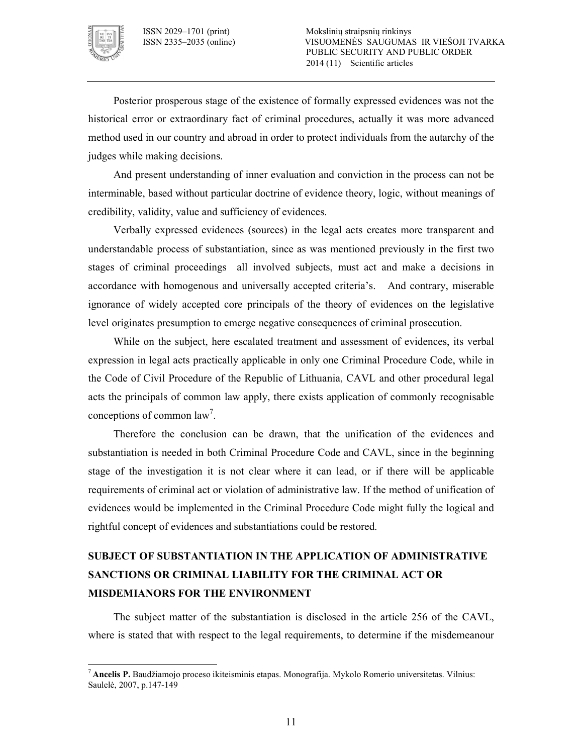Posterior prosperous stage of the existence of formally expressed evidences was not the historical error or extraordinary fact of criminal procedures, actually it was more advanced method used in our country and abroad in order to protect individuals from the autarchy of the judges while making decisions.

And present understanding of inner evaluation and conviction in the process can not be interminable, based without particular doctrine of evidence theory, logic, without meanings of credibility, validity, value and sufficiency of evidences.

Verbally expressed evidences (sources) in the legal acts creates more transparent and understandable process of substantiation, since as was mentioned previously in the first two stages of criminal proceedings all involved subjects, must act and make a decisions in accordance with homogenous and universally accepted criteria's. And contrary, miserable ignorance of widely accepted core principals of the theory of evidences on the legislative level originates presumption to emerge negative consequences of criminal prosecution.

While on the subject, here escalated treatment and assessment of evidences, its verbal expression in legal acts practically applicable in only one Criminal Procedure Code, while in the Code of Civil Procedure of the Republic of Lithuania, CAVL and other procedural legal acts the principals of common law apply, there exists application of commonly recognisable conceptions of common law[7].

Therefore the conclusion can be drawn, that the unification of the evidences and substantiation is needed in both Criminal Procedure Code and CAVL, since in the beginning stage of the investigation it is not clear where it can lead, or if there will be applicable requirements of criminal act or violation of administrative law. If the method of unification of evidences would be implemented in the Criminal Procedure Code might fully the logical and rightful concept of evidences and substantiations could be restored.

## SUBJECT OF SUBSTANTIATION IN THE APPLICATION OF ADMINISTRATIVE SANCTIONS OR CRIMINAL LIABILITY FOR THE CRIMINAL ACT OR MISDEMIANORS FOR THE ENVIRONMENT

The subject matter of the substantiation is disclosed in the article 256 of the CAVL, where is stated that with respect to the legal requirements, to determine if the misdemeanour

---

[7] **Ancelis P.** Baudžiamojo proceso ikiteisminis etapas. Monografija. Mykolo Romerio universitetas. Vilnius: Saulelė, 2007, p.147-149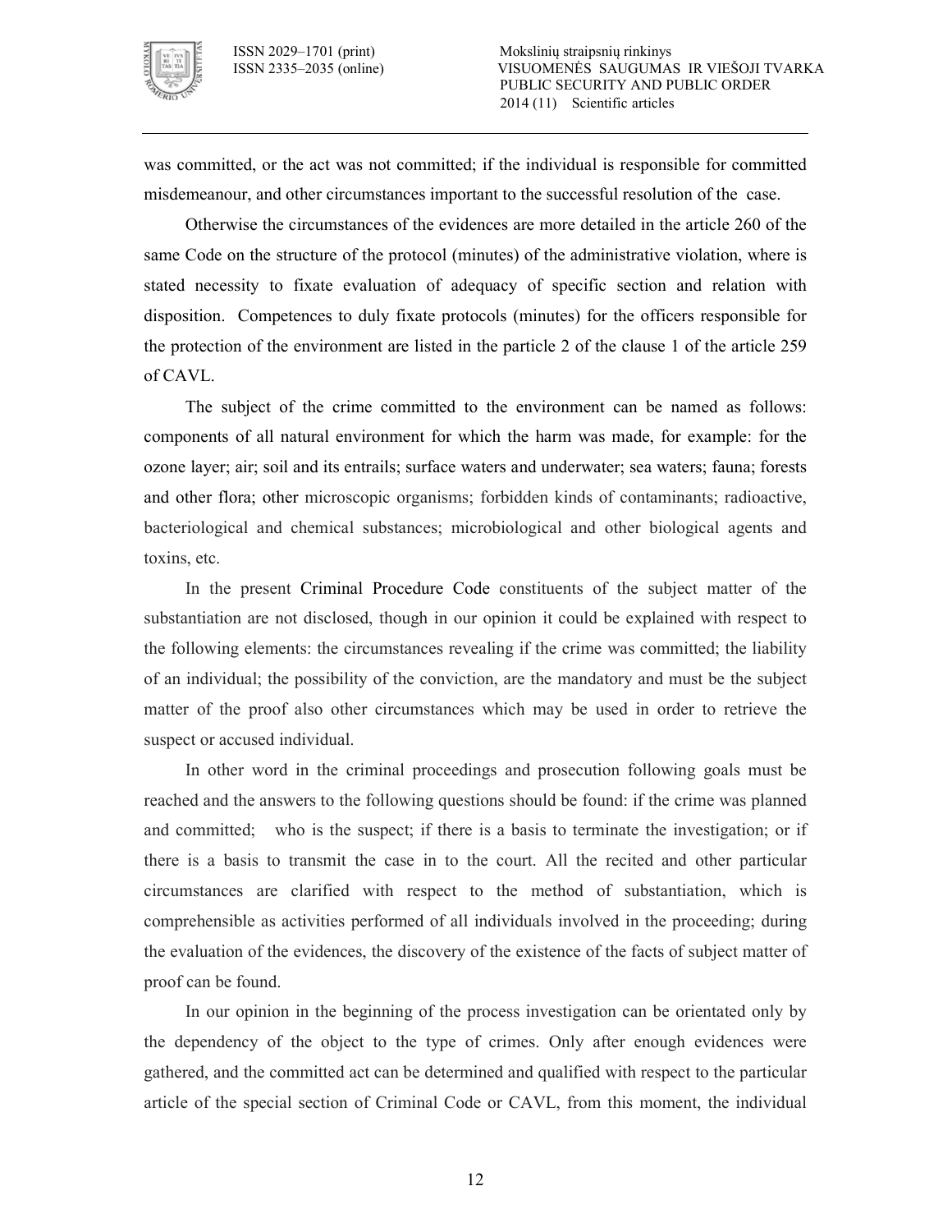was committed, or the act was not committed; if the individual is responsible for committed misdemeanour, and other circumstances important to the successful resolution of the case.

Otherwise the circumstances of the evidences are more detailed in the article 260 of the same Code on the structure of the protocol (minutes) of the administrative violation, where is stated necessity to fixate evaluation of adequacy of specific section and relation with disposition. Competences to duly fixate protocols (minutes) for the officers responsible for the protection of the environment are listed in the particle 2 of the clause 1 of the article 259 of CAVL.

The subject of the crime committed to the environment can be named as follows: components of all natural environment for which the harm was made, for example: for the ozone layer; air; soil and its entrails; surface waters and underwater; sea waters; fauna; forests and other flora; other microscopic organisms; forbidden kinds of contaminants; radioactive, bacteriological and chemical substances; microbiological and other biological agents and toxins, etc.

In the present Criminal Procedure Code constituents of the subject matter of the substantiation are not disclosed, though in our opinion it could be explained with respect to the following elements: the circumstances revealing if the crime was committed; the liability of an individual; the possibility of the conviction, are the mandatory and must be the subject matter of the proof also other circumstances which may be used in order to retrieve the suspect or accused individual.

In other word in the criminal proceedings and prosecution following goals must be reached and the answers to the following questions should be found: if the crime was planned and committed; who is the suspect; if there is a basis to terminate the investigation; or if there is a basis to transmit the case in to the court. All the recited and other particular circumstances are clarified with respect to the method of substantiation, which is comprehensible as activities performed of all individuals involved in the proceeding; during the evaluation of the evidences, the discovery of the existence of the facts of subject matter of proof can be found.

In our opinion in the beginning of the process investigation can be orientated only by the dependency of the object to the type of crimes. Only after enough evidences were gathered, and the committed act can be determined and qualified with respect to the particular article of the special section of Criminal Code or CAVL, from this moment, the individual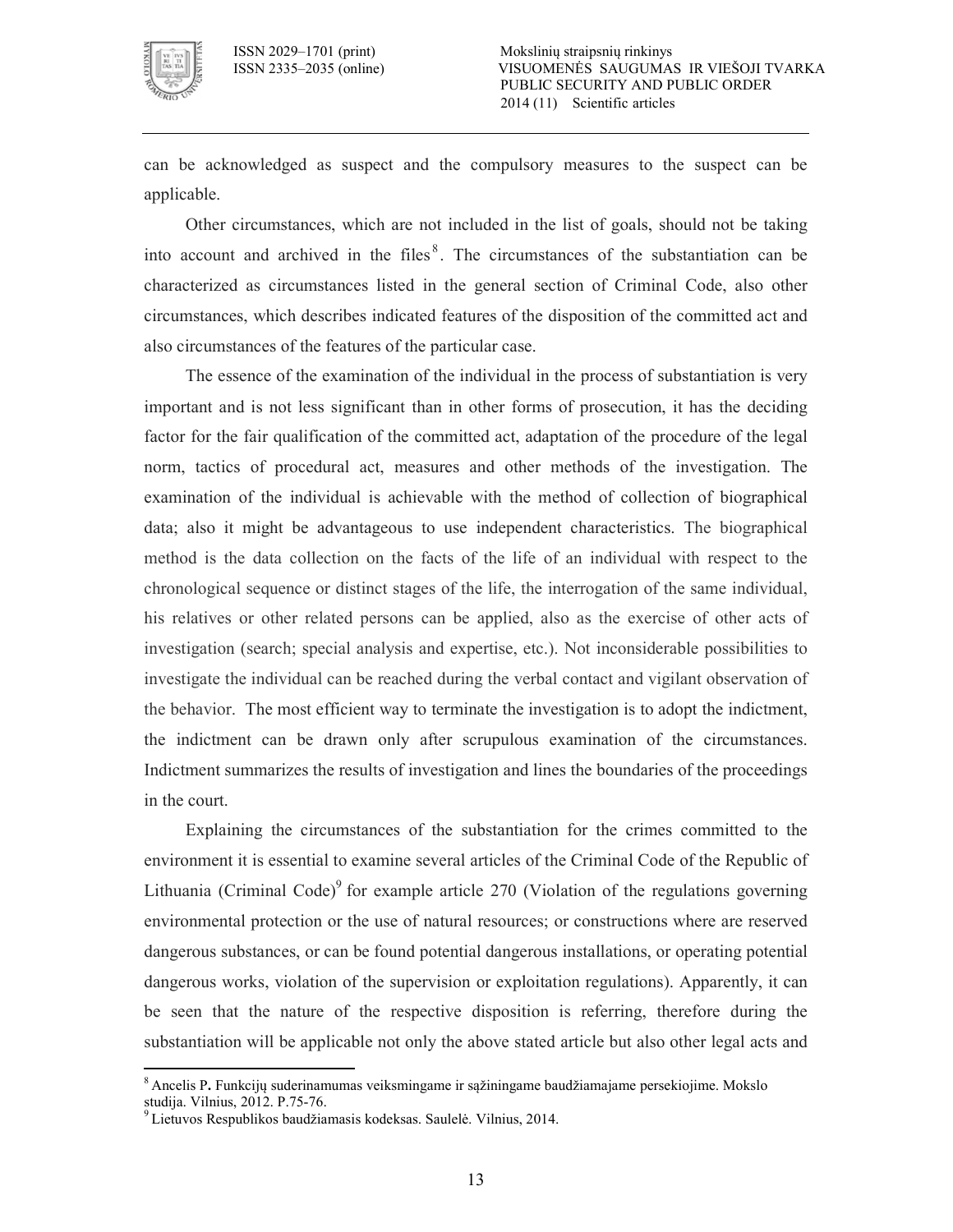can be acknowledged as suspect and the compulsory measures to the suspect can be applicable.

Other circumstances, which are not included in the list of goals, should not be taking into account and archived in the files[8]. The circumstances of the substantiation can be characterized as circumstances listed in the general section of Criminal Code, also other circumstances, which describes indicated features of the disposition of the committed act and also circumstances of the features of the particular case.

The essence of the examination of the individual in the process of substantiation is very important and is not less significant than in other forms of prosecution, it has the deciding factor for the fair qualification of the committed act, adaptation of the procedure of the legal norm, tactics of procedural act, measures and other methods of the investigation. The examination of the individual is achievable with the method of collection of biographical data; also it might be advantageous to use independent characteristics. The biographical method is the data collection on the facts of the life of an individual with respect to the chronological sequence or distinct stages of the life, the interrogation of the same individual, his relatives or other related persons can be applied, also as the exercise of other acts of investigation (search; special analysis and expertise, etc.). Not inconsiderable possibilities to investigate the individual can be reached during the verbal contact and vigilant observation of the behavior. The most efficient way to terminate the investigation is to adopt the indictment, the indictment can be drawn only after scrupulous examination of the circumstances. Indictment summarizes the results of investigation and lines the boundaries of the proceedings in the court.

Explaining the circumstances of the substantiation for the crimes committed to the environment it is essential to examine several articles of the Criminal Code of the Republic of Lithuania (Criminal Code)[9] for example article 270 (Violation of the regulations governing environmental protection or the use of natural resources; or constructions where are reserved dangerous substances, or can be found potential dangerous installations, or operating potential dangerous works, violation of the supervision or exploitation regulations). Apparently, it can be seen that the nature of the respective disposition is referring, therefore during the substantiation will be applicable not only the above stated article but also other legal acts and

---

[8] Ancelis P**.** Funkcijų suderinamumas veiksmingame ir sąžiningame baudžiamajame persekiojime. Mokslo studija. Vilnius, 2012. P.75-76.

[9] Lietuvos Respublikos baudžiamasis kodeksas. Saulelė. Vilnius, 2014.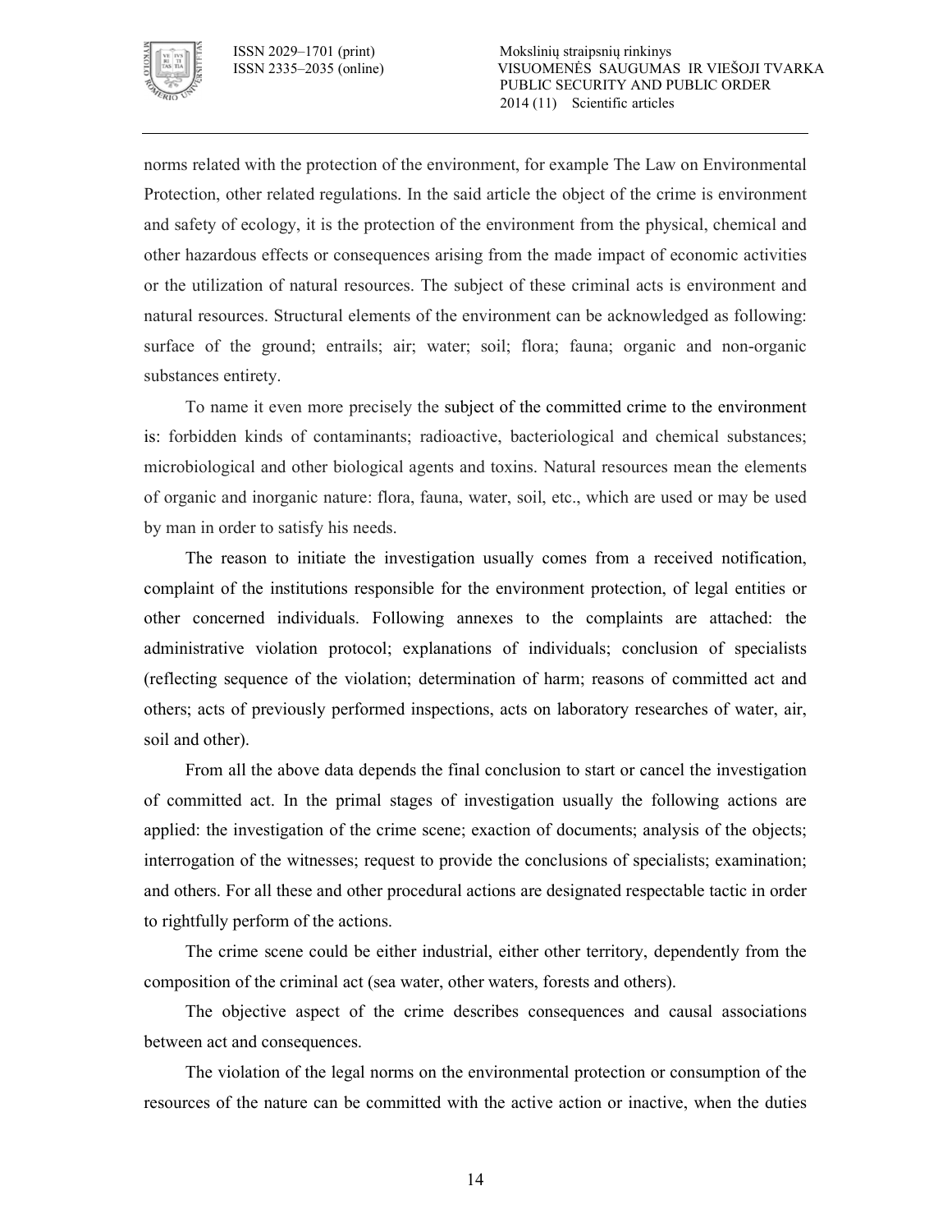norms related with the protection of the environment, for example The Law on Environmental Protection, other related regulations. In the said article the object of the crime is environment and safety of ecology, it is the protection of the environment from the physical, chemical and other hazardous effects or consequences arising from the made impact of economic activities or the utilization of natural resources. The subject of these criminal acts is environment and natural resources. Structural elements of the environment can be acknowledged as following: surface of the ground; entrails; air; water; soil; flora; fauna; organic and non-organic substances entirety.

To name it even more precisely the subject of the committed crime to the environment is: forbidden kinds of contaminants; radioactive, bacteriological and chemical substances; microbiological and other biological agents and toxins. Natural resources mean the elements of organic and inorganic nature: flora, fauna, water, soil, etc., which are used or may be used by man in order to satisfy his needs.

The reason to initiate the investigation usually comes from a received notification, complaint of the institutions responsible for the environment protection, of legal entities or other concerned individuals. Following annexes to the complaints are attached: the administrative violation protocol; explanations of individuals; conclusion of specialists (reflecting sequence of the violation; determination of harm; reasons of committed act and others; acts of previously performed inspections, acts on laboratory researches of water, air, soil and other).

From all the above data depends the final conclusion to start or cancel the investigation of committed act. In the primal stages of investigation usually the following actions are applied: the investigation of the crime scene; exaction of documents; analysis of the objects; interrogation of the witnesses; request to provide the conclusions of specialists; examination; and others. For all these and other procedural actions are designated respectable tactic in order to rightfully perform of the actions.

The crime scene could be either industrial, either other territory, dependently from the composition of the criminal act (sea water, other waters, forests and others).

The objective aspect of the crime describes consequences and causal associations between act and consequences.

The violation of the legal norms on the environmental protection or consumption of the resources of the nature can be committed with the active action or inactive, when the duties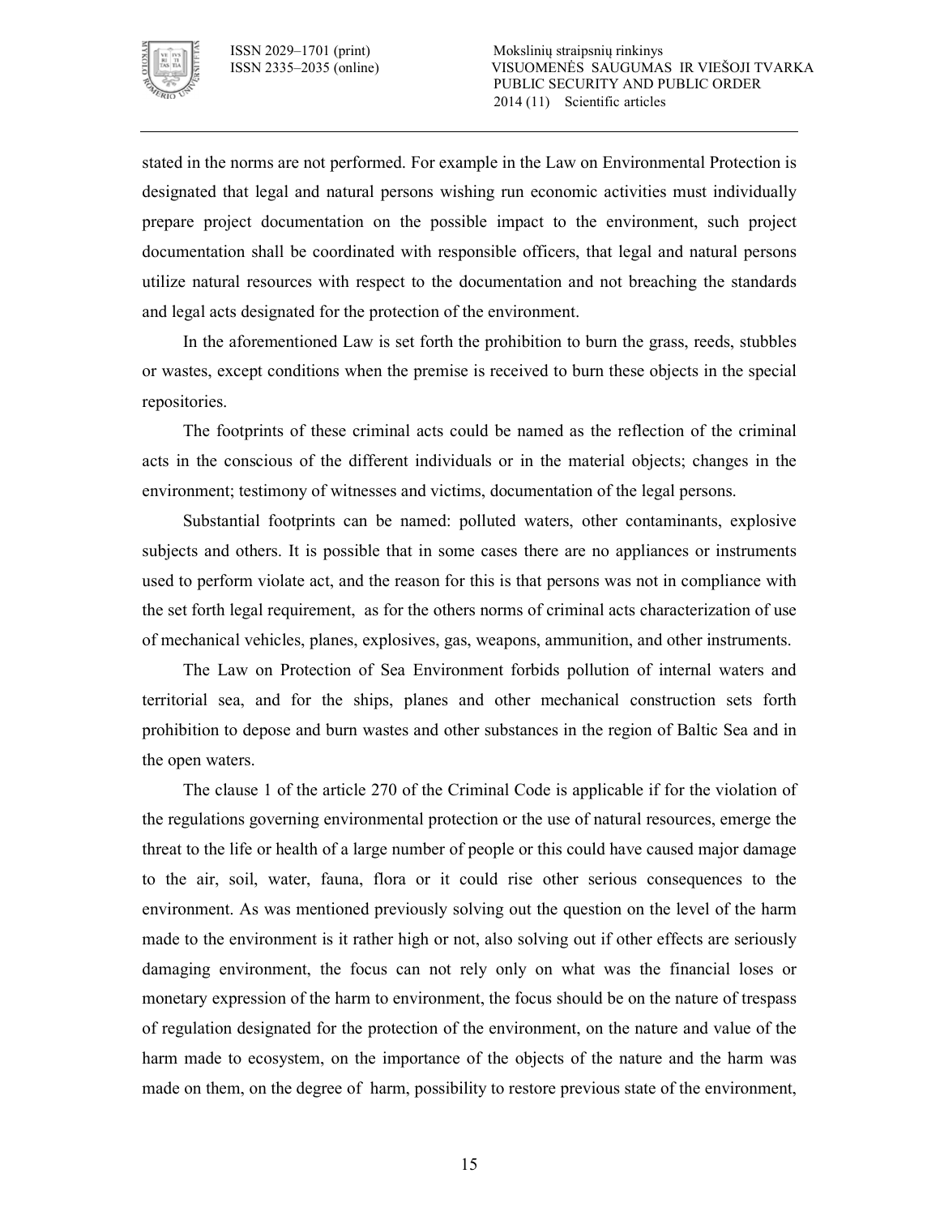stated in the norms are not performed. For example in the Law on Environmental Protection is designated that legal and natural persons wishing run economic activities must individually prepare project documentation on the possible impact to the environment, such project documentation shall be coordinated with responsible officers, that legal and natural persons utilize natural resources with respect to the documentation and not breaching the standards and legal acts designated for the protection of the environment.

In the aforementioned Law is set forth the prohibition to burn the grass, reeds, stubbles or wastes, except conditions when the premise is received to burn these objects in the special repositories.

The footprints of these criminal acts could be named as the reflection of the criminal acts in the conscious of the different individuals or in the material objects; changes in the environment; testimony of witnesses and victims, documentation of the legal persons.

Substantial footprints can be named: polluted waters, other contaminants, explosive subjects and others. It is possible that in some cases there are no appliances or instruments used to perform violate act, and the reason for this is that persons was not in compliance with the set forth legal requirement, as for the others norms of criminal acts characterization of use of mechanical vehicles, planes, explosives, gas, weapons, ammunition, and other instruments.

The Law on Protection of Sea Environment forbids pollution of internal waters and territorial sea, and for the ships, planes and other mechanical construction sets forth prohibition to depose and burn wastes and other substances in the region of Baltic Sea and in the open waters.

The clause 1 of the article 270 of the Criminal Code is applicable if for the violation of the regulations governing environmental protection or the use of natural resources, emerge the threat to the life or health of a large number of people or this could have caused major damage to the air, soil, water, fauna, flora or it could rise other serious consequences to the environment. As was mentioned previously solving out the question on the level of the harm made to the environment is it rather high or not, also solving out if other effects are seriously damaging environment, the focus can not rely only on what was the financial loses or monetary expression of the harm to environment, the focus should be on the nature of trespass of regulation designated for the protection of the environment, on the nature and value of the harm made to ecosystem, on the importance of the objects of the nature and the harm was made on them, on the degree of harm, possibility to restore previous state of the environment,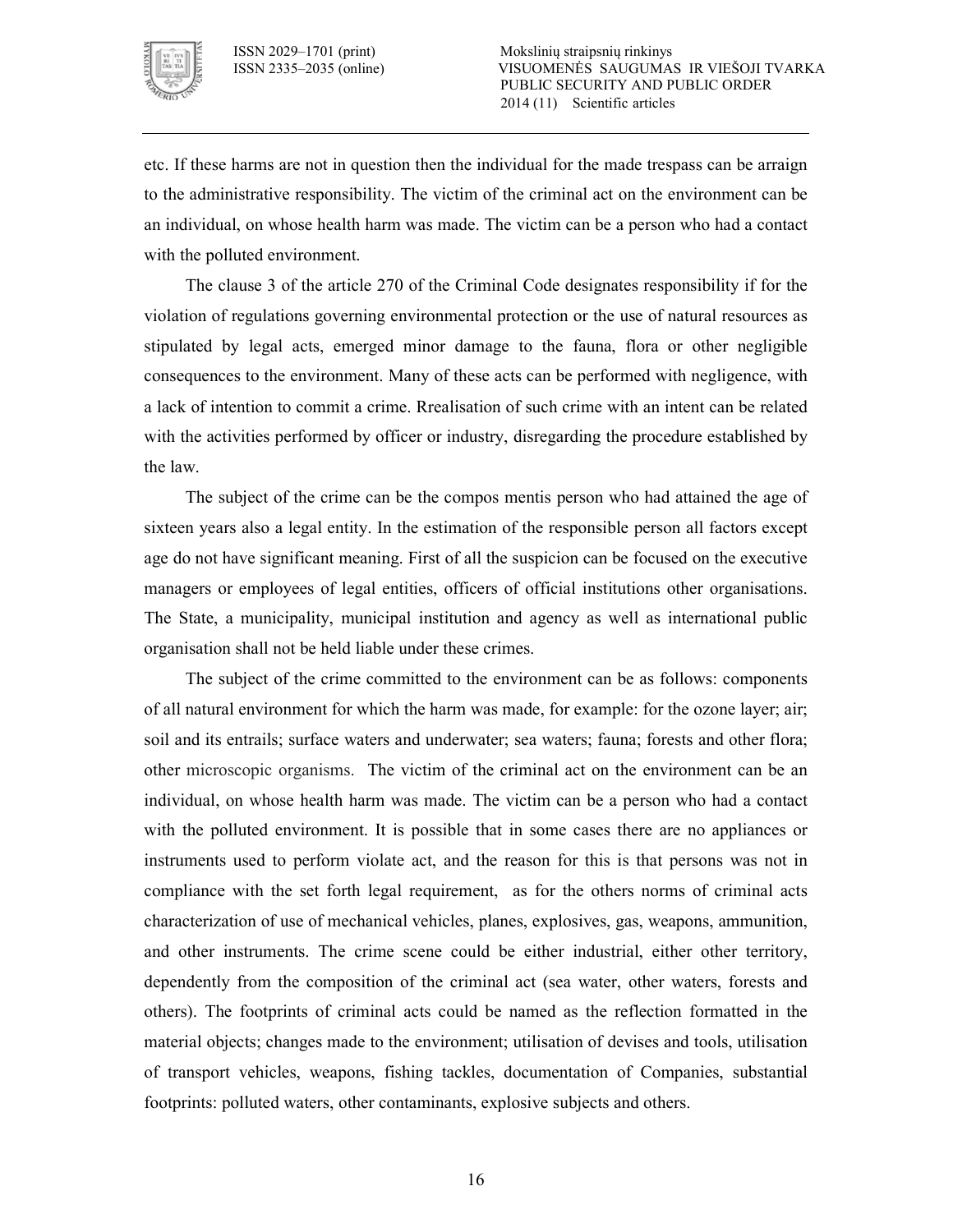etc. If these harms are not in question then the individual for the made trespass can be arraign to the administrative responsibility. The victim of the criminal act on the environment can be an individual, on whose health harm was made. The victim can be a person who had a contact with the polluted environment.

The clause 3 of the article 270 of the Criminal Code designates responsibility if for the violation of regulations governing environmental protection or the use of natural resources as stipulated by legal acts, emerged minor damage to the fauna, flora or other negligible consequences to the environment. Many of these acts can be performed with negligence, with a lack of intention to commit a crime. Rrealisation of such crime with an intent can be related with the activities performed by officer or industry, disregarding the procedure established by the law.

The subject of the crime can be the compos mentis person who had attained the age of sixteen years also a legal entity. In the estimation of the responsible person all factors except age do not have significant meaning. First of all the suspicion can be focused on the executive managers or employees of legal entities, officers of official institutions other organisations. The State, a municipality, municipal institution and agency as well as international public organisation shall not be held liable under these crimes.

The subject of the crime committed to the environment can be as follows: components of all natural environment for which the harm was made, for example: for the ozone layer; air; soil and its entrails; surface waters and underwater; sea waters; fauna; forests and other flora; other microscopic organisms. The victim of the criminal act on the environment can be an individual, on whose health harm was made. The victim can be a person who had a contact with the polluted environment. It is possible that in some cases there are no appliances or instruments used to perform violate act, and the reason for this is that persons was not in compliance with the set forth legal requirement, as for the others norms of criminal acts characterization of use of mechanical vehicles, planes, explosives, gas, weapons, ammunition, and other instruments. The crime scene could be either industrial, either other territory, dependently from the composition of the criminal act (sea water, other waters, forests and others). The footprints of criminal acts could be named as the reflection formatted in the material objects; changes made to the environment; utilisation of devises and tools, utilisation of transport vehicles, weapons, fishing tackles, documentation of Companies, substantial footprints: polluted waters, other contaminants, explosive subjects and others.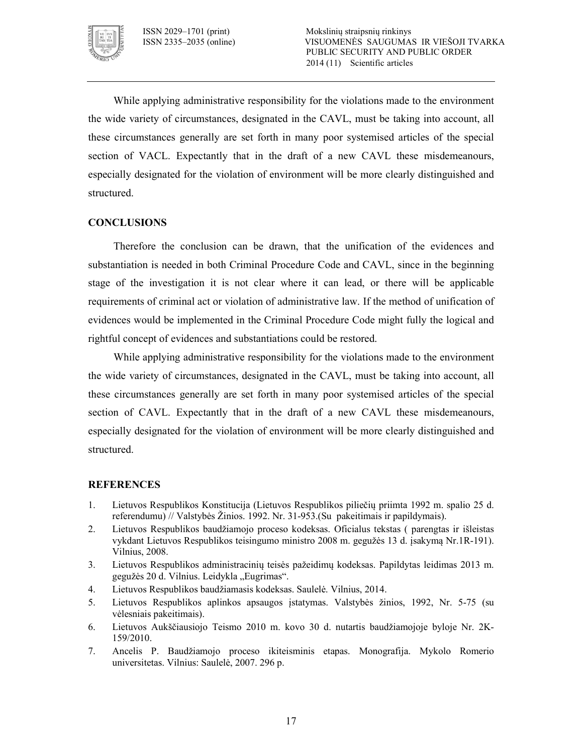While applying administrative responsibility for the violations made to the environment the wide variety of circumstances, designated in the CAVL, must be taking into account, all these circumstances generally are set forth in many poor systemised articles of the special section of VACL. Expectantly that in the draft of a new CAVL these misdemeanours, especially designated for the violation of environment will be more clearly distinguished and structured.

## CONCLUSIONS

Therefore the conclusion can be drawn, that the unification of the evidences and substantiation is needed in both Criminal Procedure Code and CAVL, since in the beginning stage of the investigation it is not clear where it can lead, or there will be applicable requirements of criminal act or violation of administrative law. If the method of unification of evidences would be implemented in the Criminal Procedure Code might fully the logical and rightful concept of evidences and substantiations could be restored.

While applying administrative responsibility for the violations made to the environment the wide variety of circumstances, designated in the CAVL, must be taking into account, all these circumstances generally are set forth in many poor systemised articles of the special section of CAVL. Expectantly that in the draft of a new CAVL these misdemeanours, especially designated for the violation of environment will be more clearly distinguished and structured.

## REFERENCES

1. Lietuvos Respublikos Konstitucija (Lietuvos Respublikos piliečių priimta 1992 m. spalio 25 d. referendumu) // Valstybės Žinios. 1992. Nr. 31-953.(Su pakeitimais ir papildymais).
2. Lietuvos Respublikos baudžiamojo proceso kodeksas. Oficialus tekstas ( parengtas ir išleistas vykdant Lietuvos Respublikos teisingumo ministro 2008 m. gegužės 13 d. įsakymą Nr.1R-191). Vilnius, 2008.
3. Lietuvos Respublikos administracinių teisės pažeidimų kodeksas. Papildytas leidimas 2013 m. gegužės 20 d. Vilnius. Leidykla „Eugrimas".
4. Lietuvos Respublikos baudžiamasis kodeksas. Saulelė. Vilnius, 2014.
5. Lietuvos Respublikos aplinkos apsaugos įstatymas. Valstybės žinios, 1992, Nr. 5-75 (su vėlesniais pakeitimais).
6. Lietuvos Aukščiausiojo Teismo 2010 m. kovo 30 d. nutartis baudžiamojoje byloje Nr. 2K-159/2010.
7. Ancelis P. Baudžiamojo proceso ikiteisminis etapas. Monografija. Mykolo Romerio universitetas. Vilnius: Saulelė, 2007. 296 p.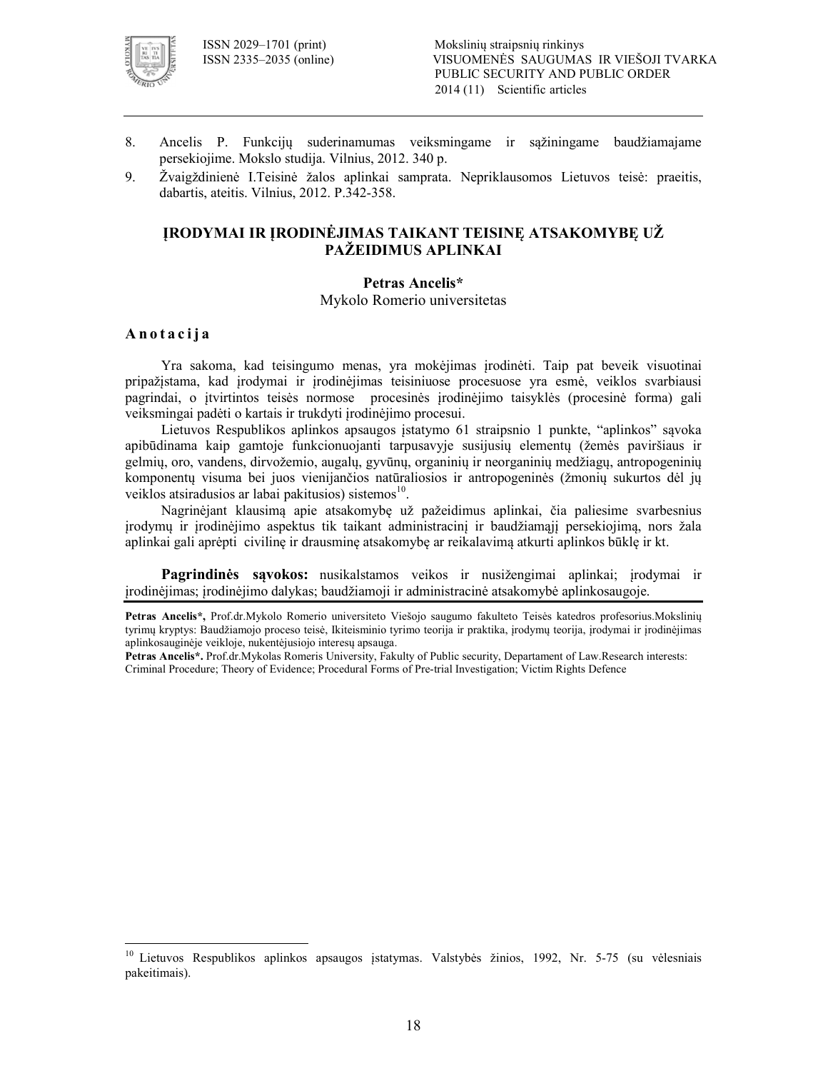8. Ancelis P. Funkcijų suderinamumas veiksmingame ir sąžiningame baudžiamajame persekiojime. Mokslo studija. Vilnius, 2012. 340 p.
9. Žvaigždinienė I.Teisinė žalos aplinkai samprata. Nepriklausomos Lietuvos teisė: praeitis, dabartis, ateitis. Vilnius, 2012. P.342-358.

## ĮRODYMAI IR ĮRODINĖJIMAS TAIKANT TEISINĘ ATSAKOMYBĘ UŽ PAŽEIDIMUS APLINKAI

**Petras Ancelis***
Mykolo Romerio universitetas

### A n o t a c i j a

Yra sakoma, kad teisingumo menas, yra mokėjimas įrodinėti. Taip pat beveik visuotinai pripažįstama, kad įrodymai ir įrodinėjimas teisiniuose procesuose yra esmė, veiklos svarbiausi pagrindai, o įtvirtintos teisės normose procesinės įrodinėjimo taisyklės (procesinė forma) gali veiksmingai padėti o kartais ir trukdyti įrodinėjimo procesui.

Lietuvos Respublikos aplinkos apsaugos įstatymo 61 straipsnio 1 punkte, "aplinkos" sąvoka apibūdinama kaip gamtoje funkcionuojanti tarpusavyje susijusių elementų (žemės paviršiaus ir gelmių, oro, vandens, dirvožemio, augalų, gyvūnų, organinių ir neorganinių medžiagų, antropogeninių komponentų visuma bei juos vienijančios natūraliosios ir antropogeninės (žmonių sukurtos dėl jų veiklos atsiradusios ar labai pakitusios) sistemos[10].

Nagrinėjant klausimą apie atsakomybę už pažeidimus aplinkai, čia paliesime svarbesnius įrodymų ir įrodinėjimo aspektus tik taikant administracinį ir baudžiamąjį persekiojimą, nors žala aplinkai gali aprėpti civilinę ir drausminę atsakomybę ar reikalavimą atkurti aplinkos būklę ir kt.

**Pagrindinės sąvokos:** nusikalstamos veikos ir nusižengimai aplinkai; įrodymai ir įrodinėjimas; įrodinėjimo dalykas; baudžiamoji ir administracinė atsakomybė aplinkosaugoje.

**Petras Ancelis*,** Prof.dr.Mykolo Romerio universiteto Viešojo saugumo fakulteto Teisės katedros profesorius.Mokslinių tyrimų kryptys: Baudžiamojo proceso teisė, Ikiteisminio tyrimo teorija ir praktika, įrodymų teorija, įrodymai ir įrodinėjimas aplinkosauginėje veikloje, nukentėjusiojo interesų apsauga.

**Petras Ancelis*.** Prof.dr.Mykolas Romeris University, Fakulty of Public security, Departament of Law.Research interests: Criminal Procedure; Theory of Evidence; Procedural Forms of Pre-trial Investigation; Victim Rights Defence

[10] Lietuvos Respublikos aplinkos apsaugos įstatymas. Valstybės žinios, 1992, Nr. 5-75 (su vėlesniais pakeitimais).